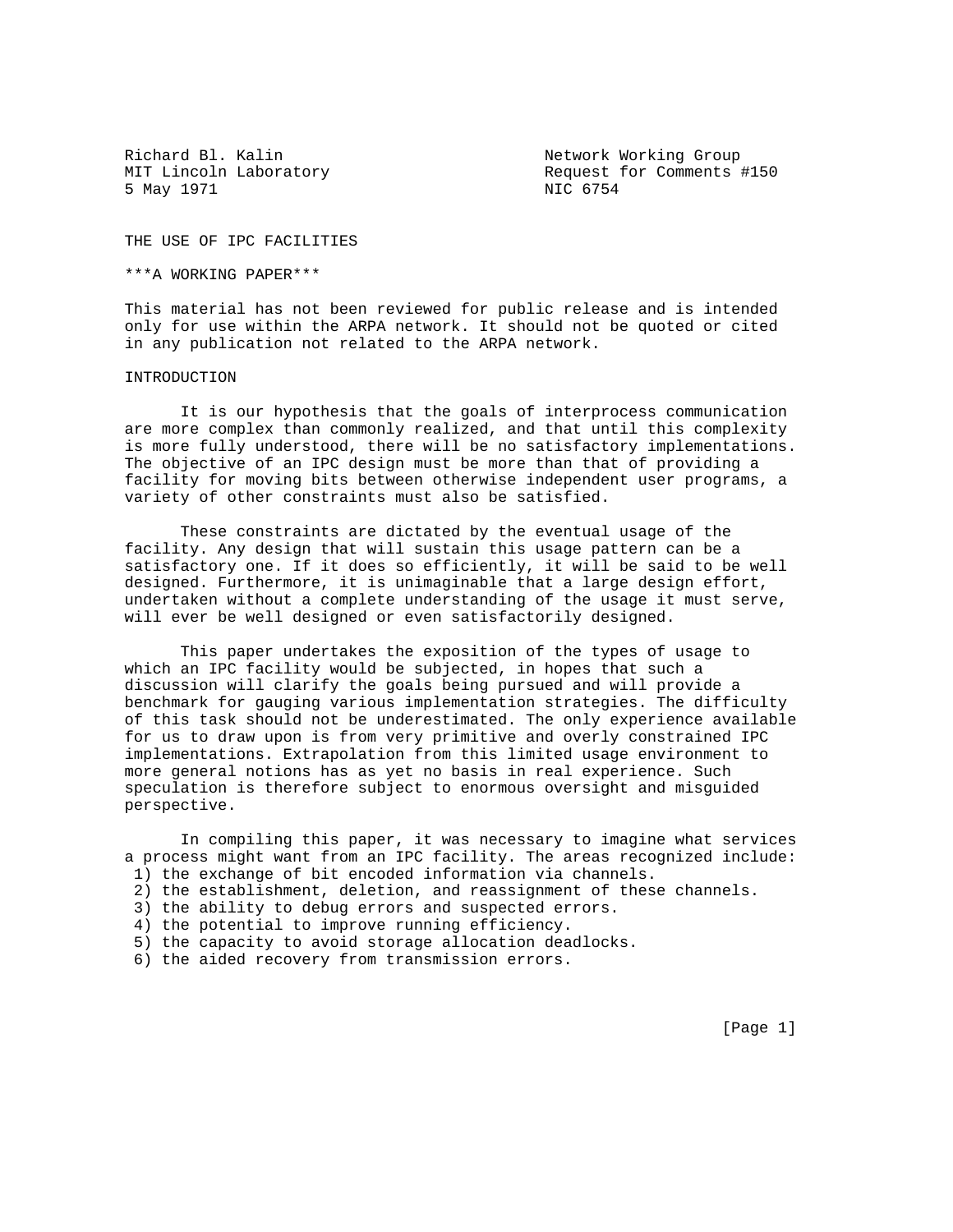Richard Bl. Kalin
MIT Lincoln Laboratory
5 May 1971

Network Working Group
Request for Comments #150
NIC 6754

# THE USE OF IPC FACILITIES

***A WORKING PAPER***

This material has not been reviewed for public release and is intended only for use within the ARPA network. It should not be quoted or cited in any publication not related to the ARPA network.

## INTRODUCTION

It is our hypothesis that the goals of interprocess communication are more complex than commonly realized, and that until this complexity is more fully understood, there will be no satisfactory implementations. The objective of an IPC design must be more than that of providing a facility for moving bits between otherwise independent user programs, a variety of other constraints must also be satisfied.

These constraints are dictated by the eventual usage of the facility. Any design that will sustain this usage pattern can be a satisfactory one. If it does so efficiently, it will be said to be well designed. Furthermore, it is unimaginable that a large design effort, undertaken without a complete understanding of the usage it must serve, will ever be well designed or even satisfactorily designed.

This paper undertakes the exposition of the types of usage to which an IPC facility would be subjected, in hopes that such a discussion will clarify the goals being pursued and will provide a benchmark for gauging various implementation strategies. The difficulty of this task should not be underestimated. The only experience available for us to draw upon is from very primitive and overly constrained IPC implementations. Extrapolation from this limited usage environment to more general notions has as yet no basis in real experience. Such speculation is therefore subject to enormous oversight and misguided perspective.

In compiling this paper, it was necessary to imagine what services a process might want from an IPC facility. The areas recognized include:

1) the exchange of bit encoded information via channels.
2) the establishment, deletion, and reassignment of these channels.
3) the ability to debug errors and suspected errors.
4) the potential to improve running efficiency.
5) the capacity to avoid storage allocation deadlocks.
6) the aided recovery from transmission errors.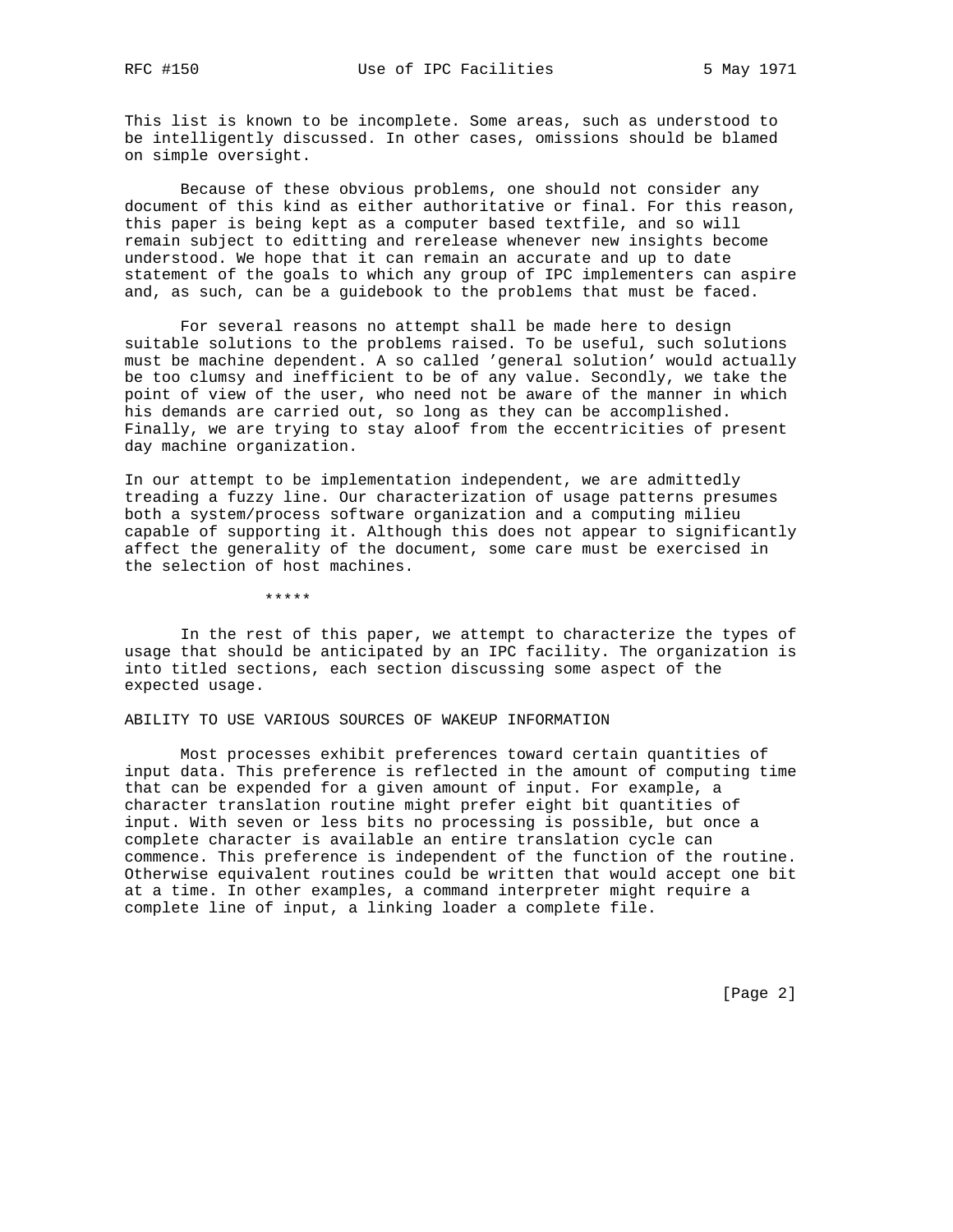This list is known to be incomplete. Some areas, such as understood to be intelligently discussed. In other cases, omissions should be blamed on simple oversight.

Because of these obvious problems, one should not consider any document of this kind as either authoritative or final. For this reason, this paper is being kept as a computer based textfile, and so will remain subject to editting and rerelease whenever new insights become understood. We hope that it can remain an accurate and up to date statement of the goals to which any group of IPC implementers can aspire and, as such, can be a guidebook to the problems that must be faced.

For several reasons no attempt shall be made here to design suitable solutions to the problems raised. To be useful, such solutions must be machine dependent. A so called 'general solution' would actually be too clumsy and inefficient to be of any value. Secondly, we take the point of view of the user, who need not be aware of the manner in which his demands are carried out, so long as they can be accomplished. Finally, we are trying to stay aloof from the eccentricities of present day machine organization.

In our attempt to be implementation independent, we are admittedly treading a fuzzy line. Our characterization of usage patterns presumes both a system/process software organization and a computing milieu capable of supporting it. Although this does not appear to significantly affect the generality of the document, some care must be exercised in the selection of host machines.

*****

In the rest of this paper, we attempt to characterize the types of usage that should be anticipated by an IPC facility. The organization is into titled sections, each section discussing some aspect of the expected usage.

## ABILITY TO USE VARIOUS SOURCES OF WAKEUP INFORMATION

Most processes exhibit preferences toward certain quantities of input data. This preference is reflected in the amount of computing time that can be expended for a given amount of input. For example, a character translation routine might prefer eight bit quantities of input. With seven or less bits no processing is possible, but once a complete character is available an entire translation cycle can commence. This preference is independent of the function of the routine. Otherwise equivalent routines could be written that would accept one bit at a time. In other examples, a command interpreter might require a complete line of input, a linking loader a complete file.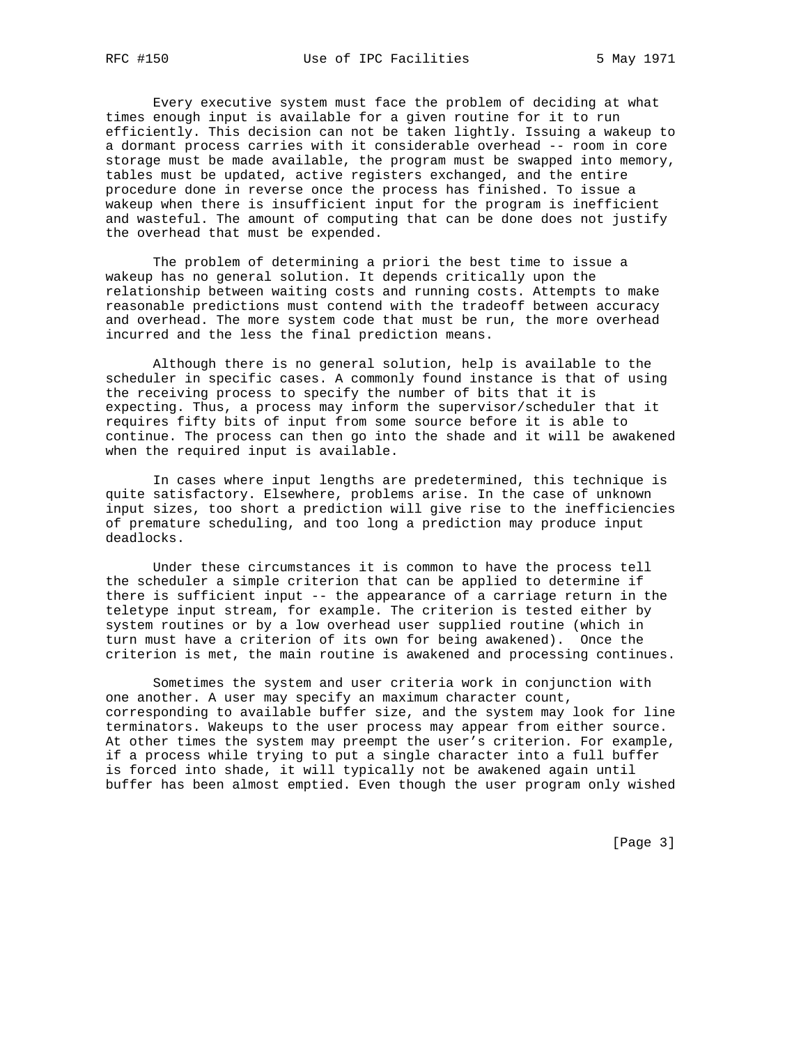Every executive system must face the problem of deciding at what times enough input is available for a given routine for it to run efficiently. This decision can not be taken lightly. Issuing a wakeup to a dormant process carries with it considerable overhead -- room in core storage must be made available, the program must be swapped into memory, tables must be updated, active registers exchanged, and the entire procedure done in reverse once the process has finished. To issue a wakeup when there is insufficient input for the program is inefficient and wasteful. The amount of computing that can be done does not justify the overhead that must be expended.

The problem of determining a priori the best time to issue a wakeup has no general solution. It depends critically upon the relationship between waiting costs and running costs. Attempts to make reasonable predictions must contend with the tradeoff between accuracy and overhead. The more system code that must be run, the more overhead incurred and the less the final prediction means.

Although there is no general solution, help is available to the scheduler in specific cases. A commonly found instance is that of using the receiving process to specify the number of bits that it is expecting. Thus, a process may inform the supervisor/scheduler that it requires fifty bits of input from some source before it is able to continue. The process can then go into the shade and it will be awakened when the required input is available.

In cases where input lengths are predetermined, this technique is quite satisfactory. Elsewhere, problems arise. In the case of unknown input sizes, too short a prediction will give rise to the inefficiencies of premature scheduling, and too long a prediction may produce input deadlocks.

Under these circumstances it is common to have the process tell the scheduler a simple criterion that can be applied to determine if there is sufficient input -- the appearance of a carriage return in the teletype input stream, for example. The criterion is tested either by system routines or by a low overhead user supplied routine (which in turn must have a criterion of its own for being awakened). Once the criterion is met, the main routine is awakened and processing continues.

Sometimes the system and user criteria work in conjunction with one another. A user may specify an maximum character count, corresponding to available buffer size, and the system may look for line terminators. Wakeups to the user process may appear from either source. At other times the system may preempt the user's criterion. For example, if a process while trying to put a single character into a full buffer is forced into shade, it will typically not be awakened again until buffer has been almost emptied. Even though the user program only wished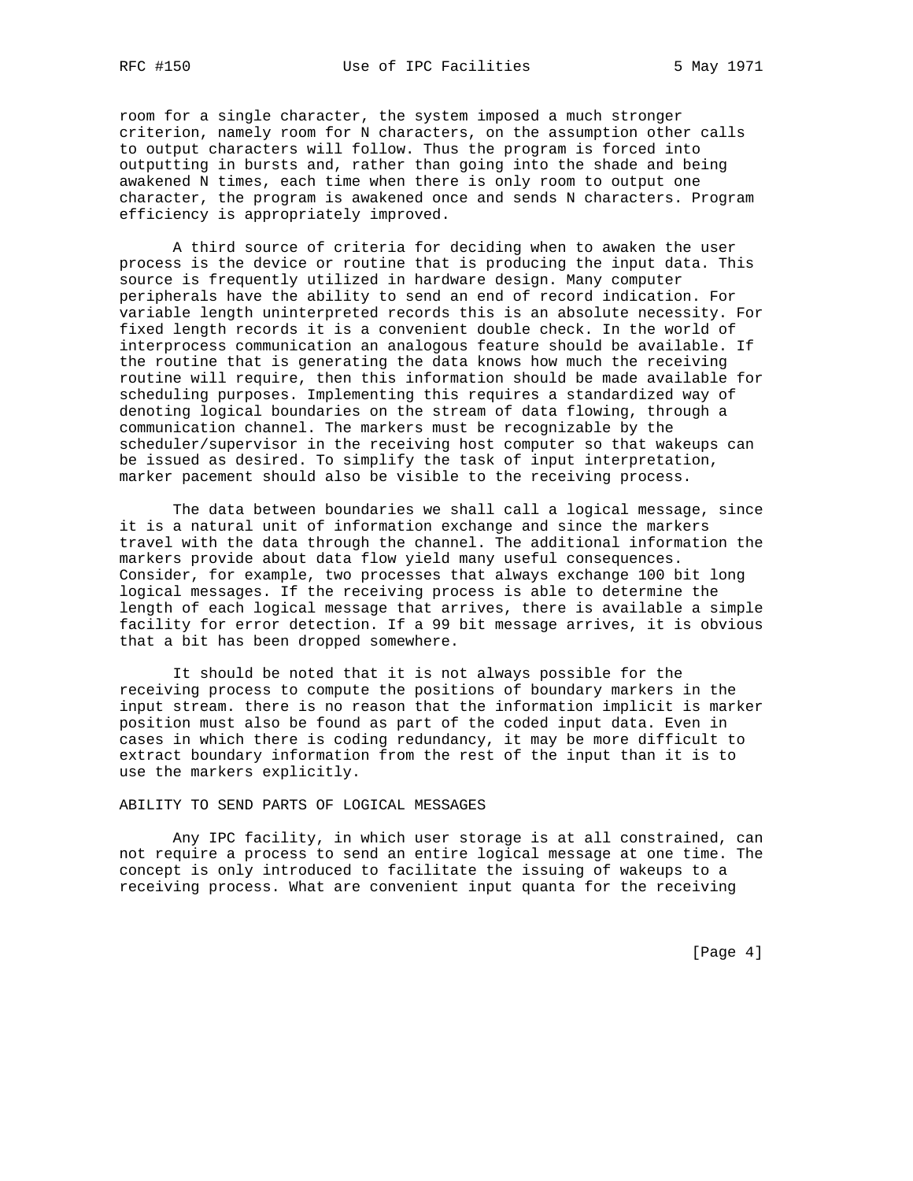room for a single character, the system imposed a much stronger criterion, namely room for N characters, on the assumption other calls to output characters will follow. Thus the program is forced into outputting in bursts and, rather than going into the shade and being awakened N times, each time when there is only room to output one character, the program is awakened once and sends N characters. Program efficiency is appropriately improved.

A third source of criteria for deciding when to awaken the user process is the device or routine that is producing the input data. This source is frequently utilized in hardware design. Many computer peripherals have the ability to send an end of record indication. For variable length uninterpreted records this is an absolute necessity. For fixed length records it is a convenient double check. In the world of interprocess communication an analogous feature should be available. If the routine that is generating the data knows how much the receiving routine will require, then this information should be made available for scheduling purposes. Implementing this requires a standardized way of denoting logical boundaries on the stream of data flowing, through a communication channel. The markers must be recognizable by the scheduler/supervisor in the receiving host computer so that wakeups can be issued as desired. To simplify the task of input interpretation, marker pacement should also be visible to the receiving process.

The data between boundaries we shall call a logical message, since it is a natural unit of information exchange and since the markers travel with the data through the channel. The additional information the markers provide about data flow yield many useful consequences. Consider, for example, two processes that always exchange 100 bit long logical messages. If the receiving process is able to determine the length of each logical message that arrives, there is available a simple facility for error detection. If a 99 bit message arrives, it is obvious that a bit has been dropped somewhere.

It should be noted that it is not always possible for the receiving process to compute the positions of boundary markers in the input stream. there is no reason that the information implicit is marker position must also be found as part of the coded input data. Even in cases in which there is coding redundancy, it may be more difficult to extract boundary information from the rest of the input than it is to use the markers explicitly.

## ABILITY TO SEND PARTS OF LOGICAL MESSAGES

Any IPC facility, in which user storage is at all constrained, can not require a process to send an entire logical message at one time. The concept is only introduced to facilitate the issuing of wakeups to a receiving process. What are convenient input quanta for the receiving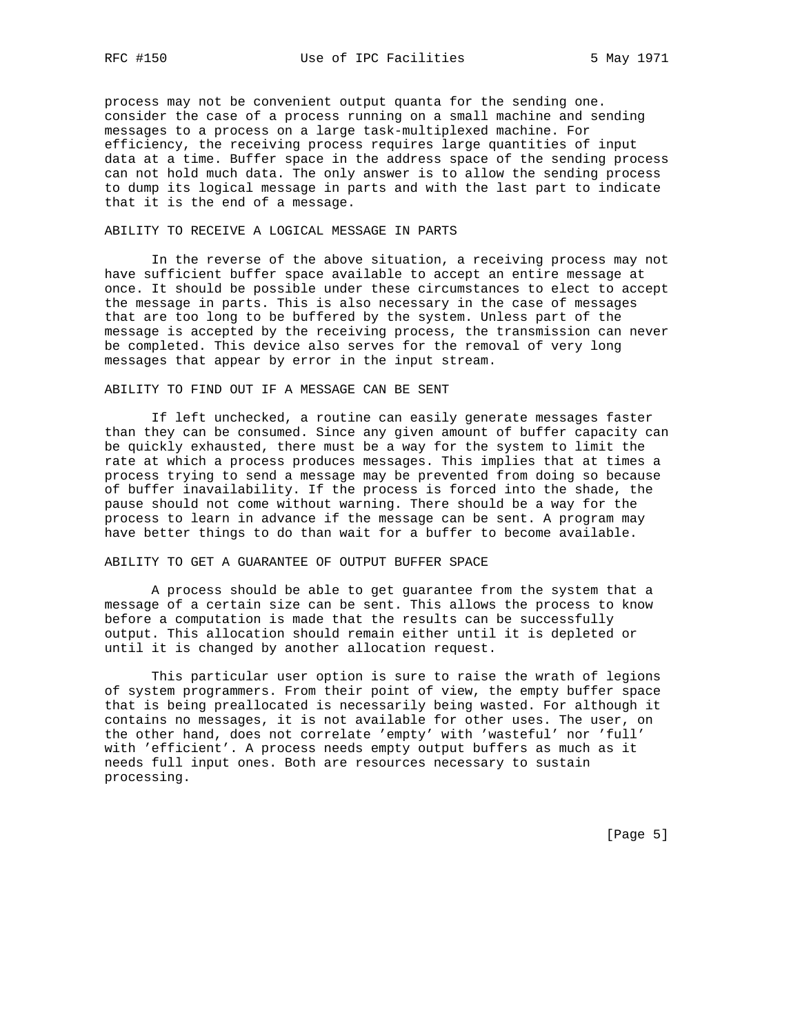process may not be convenient output quanta for the sending one. consider the case of a process running on a small machine and sending messages to a process on a large task-multiplexed machine. For efficiency, the receiving process requires large quantities of input data at a time. Buffer space in the address space of the sending process can not hold much data. The only answer is to allow the sending process to dump its logical message in parts and with the last part to indicate that it is the end of a message.

## ABILITY TO RECEIVE A LOGICAL MESSAGE IN PARTS

In the reverse of the above situation, a receiving process may not have sufficient buffer space available to accept an entire message at once. It should be possible under these circumstances to elect to accept the message in parts. This is also necessary in the case of messages that are too long to be buffered by the system. Unless part of the message is accepted by the receiving process, the transmission can never be completed. This device also serves for the removal of very long messages that appear by error in the input stream.

## ABILITY TO FIND OUT IF A MESSAGE CAN BE SENT

If left unchecked, a routine can easily generate messages faster than they can be consumed. Since any given amount of buffer capacity can be quickly exhausted, there must be a way for the system to limit the rate at which a process produces messages. This implies that at times a process trying to send a message may be prevented from doing so because of buffer inavailability. If the process is forced into the shade, the pause should not come without warning. There should be a way for the process to learn in advance if the message can be sent. A program may have better things to do than wait for a buffer to become available.

## ABILITY TO GET A GUARANTEE OF OUTPUT BUFFER SPACE

A process should be able to get guarantee from the system that a message of a certain size can be sent. This allows the process to know before a computation is made that the results can be successfully output. This allocation should remain either until it is depleted or until it is changed by another allocation request.

This particular user option is sure to raise the wrath of legions of system programmers. From their point of view, the empty buffer space that is being preallocated is necessarily being wasted. For although it contains no messages, it is not available for other uses. The user, on the other hand, does not correlate 'empty' with 'wasteful' nor 'full' with 'efficient'. A process needs empty output buffers as much as it needs full input ones. Both are resources necessary to sustain processing.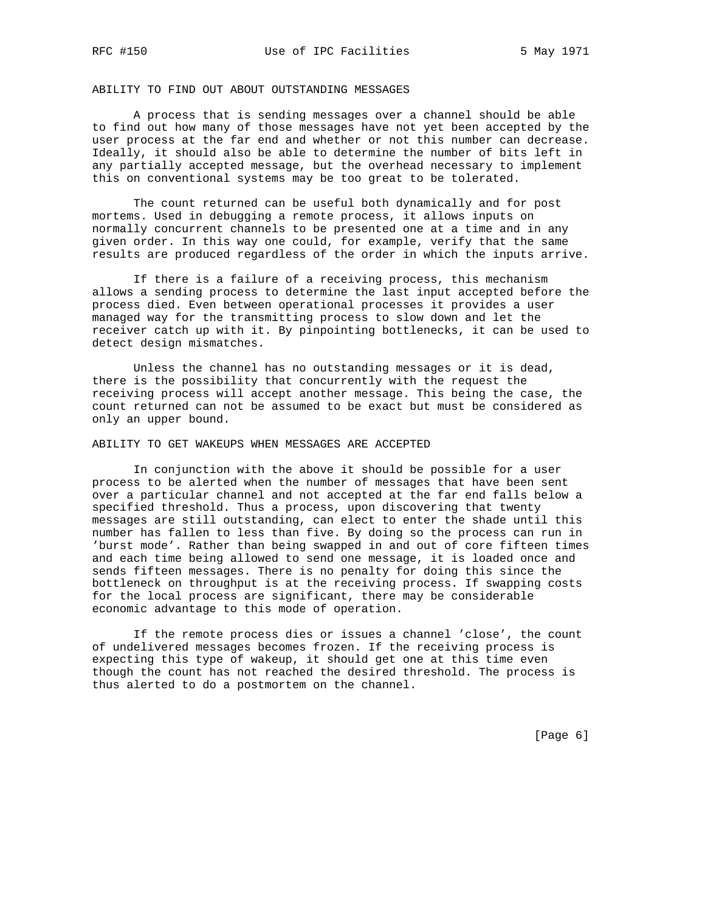## ABILITY TO FIND OUT ABOUT OUTSTANDING MESSAGES

A process that is sending messages over a channel should be able to find out how many of those messages have not yet been accepted by the user process at the far end and whether or not this number can decrease. Ideally, it should also be able to determine the number of bits left in any partially accepted message, but the overhead necessary to implement this on conventional systems may be too great to be tolerated.

The count returned can be useful both dynamically and for post mortems. Used in debugging a remote process, it allows inputs on normally concurrent channels to be presented one at a time and in any given order. In this way one could, for example, verify that the same results are produced regardless of the order in which the inputs arrive.

If there is a failure of a receiving process, this mechanism allows a sending process to determine the last input accepted before the process died. Even between operational processes it provides a user managed way for the transmitting process to slow down and let the receiver catch up with it. By pinpointing bottlenecks, it can be used to detect design mismatches.

Unless the channel has no outstanding messages or it is dead, there is the possibility that concurrently with the request the receiving process will accept another message. This being the case, the count returned can not be assumed to be exact but must be considered as only an upper bound.

## ABILITY TO GET WAKEUPS WHEN MESSAGES ARE ACCEPTED

In conjunction with the above it should be possible for a user process to be alerted when the number of messages that have been sent over a particular channel and not accepted at the far end falls below a specified threshold. Thus a process, upon discovering that twenty messages are still outstanding, can elect to enter the shade until this number has fallen to less than five. By doing so the process can run in 'burst mode'. Rather than being swapped in and out of core fifteen times and each time being allowed to send one message, it is loaded once and sends fifteen messages. There is no penalty for doing this since the bottleneck on throughput is at the receiving process. If swapping costs for the local process are significant, there may be considerable economic advantage to this mode of operation.

If the remote process dies or issues a channel 'close', the count of undelivered messages becomes frozen. If the receiving process is expecting this type of wakeup, it should get one at this time even though the count has not reached the desired threshold. The process is thus alerted to do a postmortem on the channel.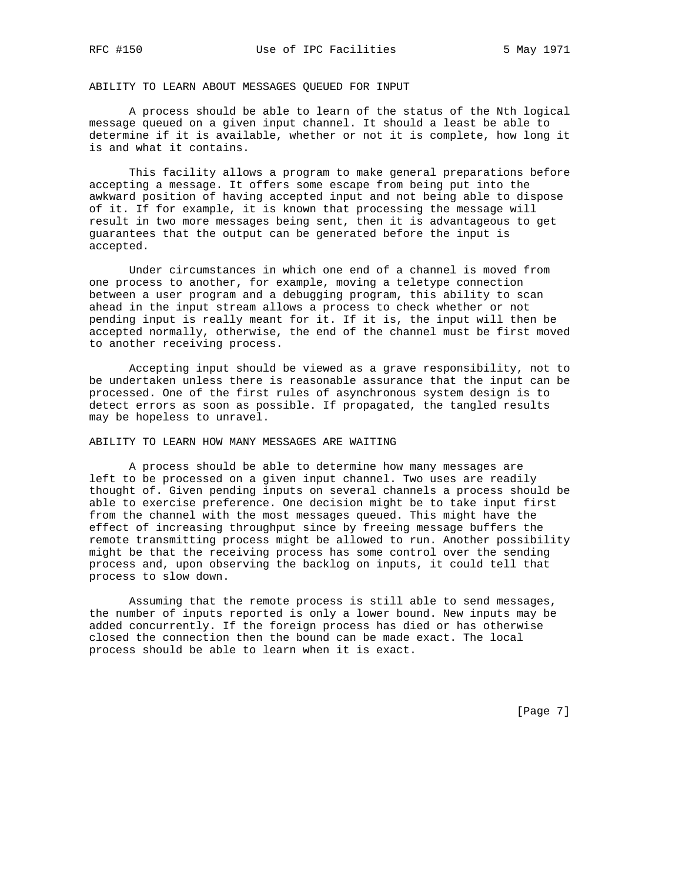## ABILITY TO LEARN ABOUT MESSAGES QUEUED FOR INPUT

A process should be able to learn of the status of the Nth logical message queued on a given input channel. It should a least be able to determine if it is available, whether or not it is complete, how long it is and what it contains.

This facility allows a program to make general preparations before accepting a message. It offers some escape from being put into the awkward position of having accepted input and not being able to dispose of it. If for example, it is known that processing the message will result in two more messages being sent, then it is advantageous to get guarantees that the output can be generated before the input is accepted.

Under circumstances in which one end of a channel is moved from one process to another, for example, moving a teletype connection between a user program and a debugging program, this ability to scan ahead in the input stream allows a process to check whether or not pending input is really meant for it. If it is, the input will then be accepted normally, otherwise, the end of the channel must be first moved to another receiving process.

Accepting input should be viewed as a grave responsibility, not to be undertaken unless there is reasonable assurance that the input can be processed. One of the first rules of asynchronous system design is to detect errors as soon as possible. If propagated, the tangled results may be hopeless to unravel.

## ABILITY TO LEARN HOW MANY MESSAGES ARE WAITING

A process should be able to determine how many messages are left to be processed on a given input channel. Two uses are readily thought of. Given pending inputs on several channels a process should be able to exercise preference. One decision might be to take input first from the channel with the most messages queued. This might have the effect of increasing throughput since by freeing message buffers the remote transmitting process might be allowed to run. Another possibility might be that the receiving process has some control over the sending process and, upon observing the backlog on inputs, it could tell that process to slow down.

Assuming that the remote process is still able to send messages, the number of inputs reported is only a lower bound. New inputs may be added concurrently. If the foreign process has died or has otherwise closed the connection then the bound can be made exact. The local process should be able to learn when it is exact.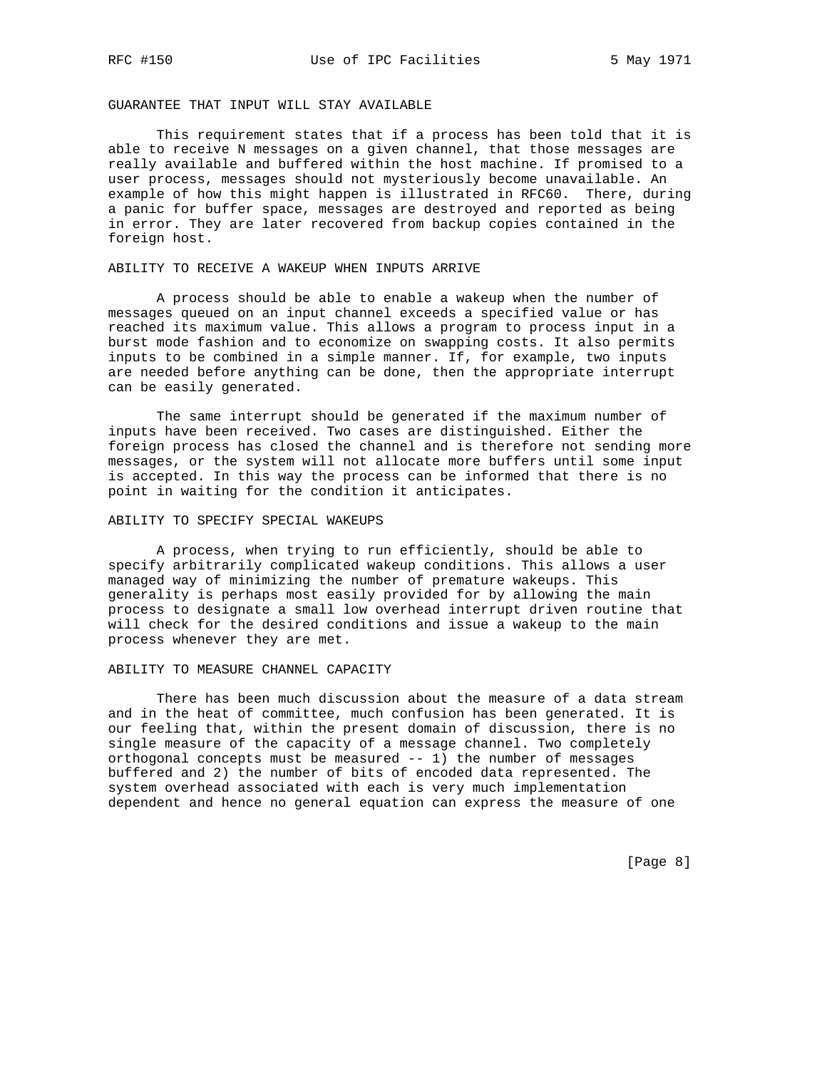## GUARANTEE THAT INPUT WILL STAY AVAILABLE

This requirement states that if a process has been told that it is able to receive N messages on a given channel, that those messages are really available and buffered within the host machine. If promised to a user process, messages should not mysteriously become unavailable. An example of how this might happen is illustrated in RFC60. There, during a panic for buffer space, messages are destroyed and reported as being in error. They are later recovered from backup copies contained in the foreign host.

## ABILITY TO RECEIVE A WAKEUP WHEN INPUTS ARRIVE

A process should be able to enable a wakeup when the number of messages queued on an input channel exceeds a specified value or has reached its maximum value. This allows a program to process input in a burst mode fashion and to economize on swapping costs. It also permits inputs to be combined in a simple manner. If, for example, two inputs are needed before anything can be done, then the appropriate interrupt can be easily generated.

The same interrupt should be generated if the maximum number of inputs have been received. Two cases are distinguished. Either the foreign process has closed the channel and is therefore not sending more messages, or the system will not allocate more buffers until some input is accepted. In this way the process can be informed that there is no point in waiting for the condition it anticipates.

## ABILITY TO SPECIFY SPECIAL WAKEUPS

A process, when trying to run efficiently, should be able to specify arbitrarily complicated wakeup conditions. This allows a user managed way of minimizing the number of premature wakeups. This generality is perhaps most easily provided for by allowing the main process to designate a small low overhead interrupt driven routine that will check for the desired conditions and issue a wakeup to the main process whenever they are met.

## ABILITY TO MEASURE CHANNEL CAPACITY

There has been much discussion about the measure of a data stream and in the heat of committee, much confusion has been generated. It is our feeling that, within the present domain of discussion, there is no single measure of the capacity of a message channel. Two completely orthogonal concepts must be measured -- 1) the number of messages buffered and 2) the number of bits of encoded data represented. The system overhead associated with each is very much implementation dependent and hence no general equation can express the measure of one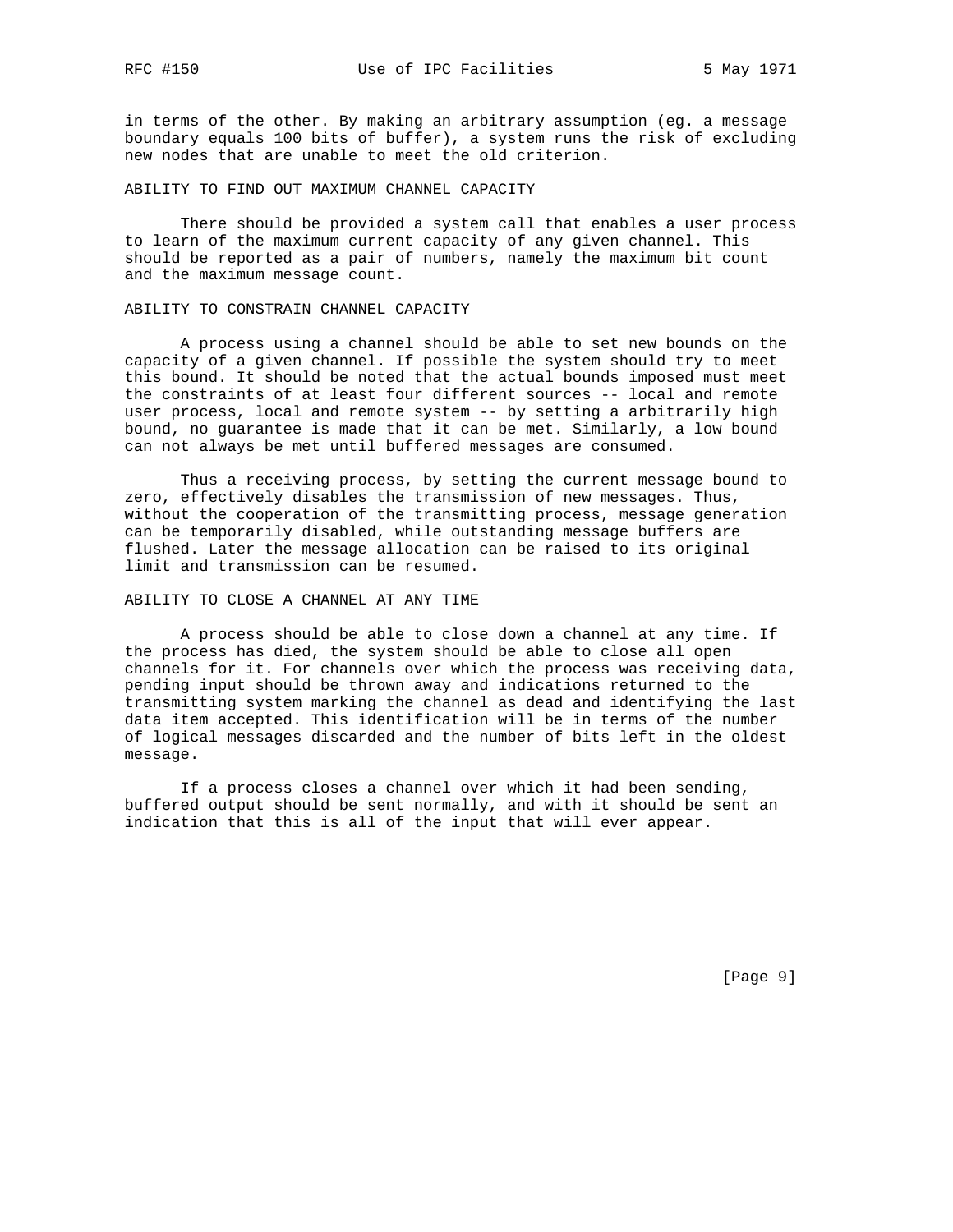in terms of the other. By making an arbitrary assumption (eg. a message boundary equals 100 bits of buffer), a system runs the risk of excluding new nodes that are unable to meet the old criterion.

## ABILITY TO FIND OUT MAXIMUM CHANNEL CAPACITY

There should be provided a system call that enables a user process to learn of the maximum current capacity of any given channel. This should be reported as a pair of numbers, namely the maximum bit count and the maximum message count.

## ABILITY TO CONSTRAIN CHANNEL CAPACITY

A process using a channel should be able to set new bounds on the capacity of a given channel. If possible the system should try to meet this bound. It should be noted that the actual bounds imposed must meet the constraints of at least four different sources -- local and remote user process, local and remote system -- by setting a arbitrarily high bound, no guarantee is made that it can be met. Similarly, a low bound can not always be met until buffered messages are consumed.

Thus a receiving process, by setting the current message bound to zero, effectively disables the transmission of new messages. Thus, without the cooperation of the transmitting process, message generation can be temporarily disabled, while outstanding message buffers are flushed. Later the message allocation can be raised to its original limit and transmission can be resumed.

## ABILITY TO CLOSE A CHANNEL AT ANY TIME

A process should be able to close down a channel at any time. If the process has died, the system should be able to close all open channels for it. For channels over which the process was receiving data, pending input should be thrown away and indications returned to the transmitting system marking the channel as dead and identifying the last data item accepted. This identification will be in terms of the number of logical messages discarded and the number of bits left in the oldest message.

If a process closes a channel over which it had been sending, buffered output should be sent normally, and with it should be sent an indication that this is all of the input that will ever appear.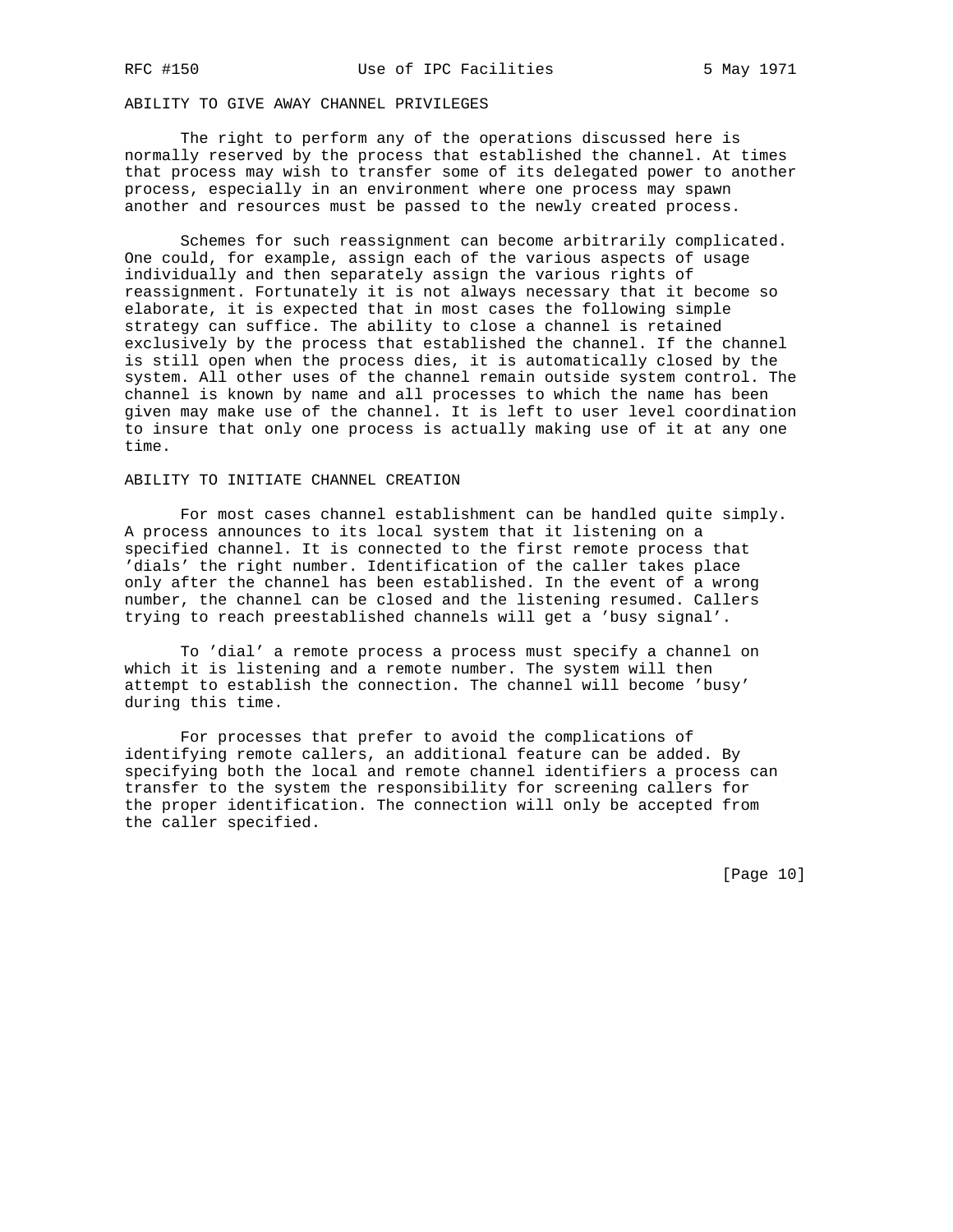## ABILITY TO GIVE AWAY CHANNEL PRIVILEGES

The right to perform any of the operations discussed here is normally reserved by the process that established the channel. At times that process may wish to transfer some of its delegated power to another process, especially in an environment where one process may spawn another and resources must be passed to the newly created process.

Schemes for such reassignment can become arbitrarily complicated. One could, for example, assign each of the various aspects of usage individually and then separately assign the various rights of reassignment. Fortunately it is not always necessary that it become so elaborate, it is expected that in most cases the following simple strategy can suffice. The ability to close a channel is retained exclusively by the process that established the channel. If the channel is still open when the process dies, it is automatically closed by the system. All other uses of the channel remain outside system control. The channel is known by name and all processes to which the name has been given may make use of the channel. It is left to user level coordination to insure that only one process is actually making use of it at any one time.

## ABILITY TO INITIATE CHANNEL CREATION

For most cases channel establishment can be handled quite simply. A process announces to its local system that it listening on a specified channel. It is connected to the first remote process that 'dials' the right number. Identification of the caller takes place only after the channel has been established. In the event of a wrong number, the channel can be closed and the listening resumed. Callers trying to reach preestablished channels will get a 'busy signal'.

To 'dial' a remote process a process must specify a channel on which it is listening and a remote number. The system will then attempt to establish the connection. The channel will become 'busy' during this time.

For processes that prefer to avoid the complications of identifying remote callers, an additional feature can be added. By specifying both the local and remote channel identifiers a process can transfer to the system the responsibility for screening callers for the proper identification. The connection will only be accepted from the caller specified.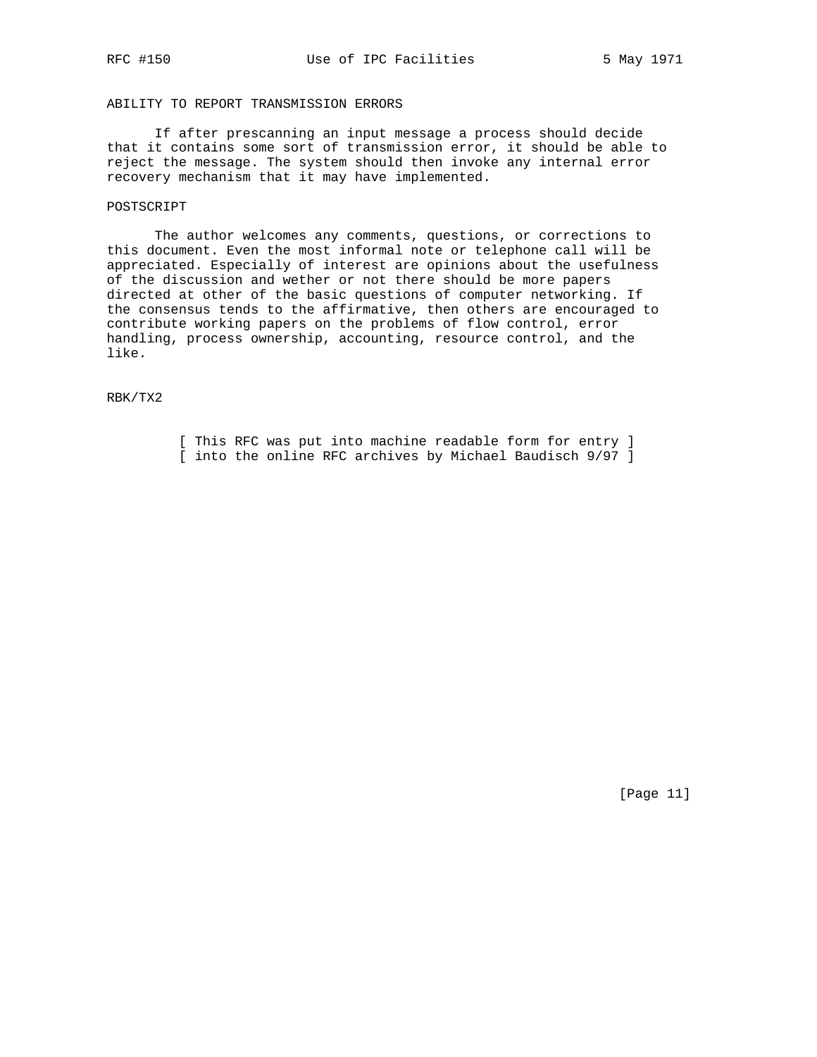## ABILITY TO REPORT TRANSMISSION ERRORS

If after prescanning an input message a process should decide that it contains some sort of transmission error, it should be able to reject the message. The system should then invoke any internal error recovery mechanism that it may have implemented.

## POSTSCRIPT

The author welcomes any comments, questions, or corrections to this document. Even the most informal note or telephone call will be appreciated. Especially of interest are opinions about the usefulness of the discussion and wether or not there should be more papers directed at other of the basic questions of computer networking. If the consensus tends to the affirmative, then others are encouraged to contribute working papers on the problems of flow control, error handling, process ownership, accounting, resource control, and the like.

RBK/TX2

[ This RFC was put into machine readable form for entry ]
[ into the online RFC archives by Michael Baudisch 9/97 ]